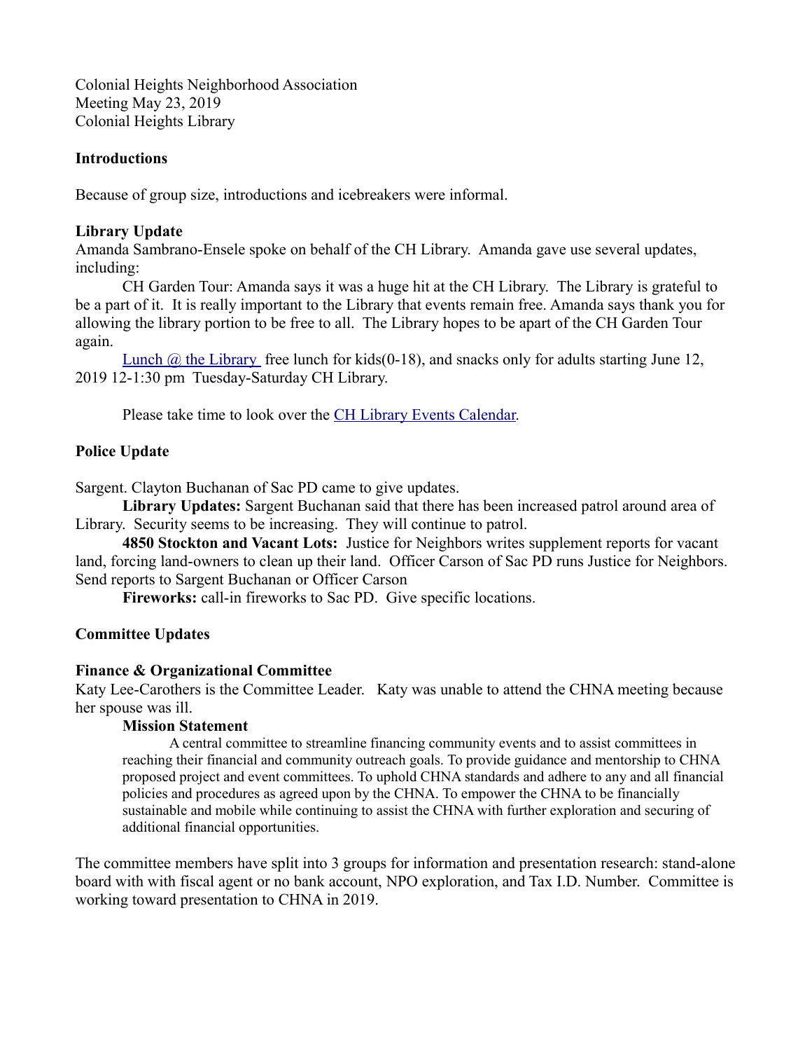Colonial Heights Neighborhood Association
Meeting May 23, 2019
Colonial Heights Library

**Introductions**

Because of group size, introductions and icebreakers were informal.

**Library Update**

Amanda Sambrano-Ensele spoke on behalf of the CH Library. Amanda gave use several updates, including:

CH Garden Tour: Amanda says it was a huge hit at the CH Library. The Library is grateful to be a part of it. It is really important to the Library that events remain free. Amanda says thank you for allowing the library portion to be free to all. The Library hopes to be apart of the CH Garden Tour again.

Lunch @ the Library free lunch for kids(0-18), and snacks only for adults starting June 12, 2019 12-1:30 pm Tuesday-Saturday CH Library.

Please take time to look over the CH Library Events Calendar.

**Police Update**

Sargent. Clayton Buchanan of Sac PD came to give updates.

**Library Updates:** Sargent Buchanan said that there has been increased patrol around area of Library. Security seems to be increasing. They will continue to patrol.

**4850 Stockton and Vacant Lots:** Justice for Neighbors writes supplement reports for vacant land, forcing land-owners to clean up their land. Officer Carson of Sac PD runs Justice for Neighbors. Send reports to Sargent Buchanan or Officer Carson

**Fireworks:** call-in fireworks to Sac PD. Give specific locations.

**Committee Updates**

**Finance & Organizational Committee**

Katy Lee-Carothers is the Committee Leader. Katy was unable to attend the CHNA meeting because her spouse was ill.

**Mission Statement**

A central committee to streamline financing community events and to assist committees in reaching their financial and community outreach goals. To provide guidance and mentorship to CHNA proposed project and event committees. To uphold CHNA standards and adhere to any and all financial policies and procedures as agreed upon by the CHNA. To empower the CHNA to be financially sustainable and mobile while continuing to assist the CHNA with further exploration and securing of additional financial opportunities.

The committee members have split into 3 groups for information and presentation research: stand-alone board with with fiscal agent or no bank account, NPO exploration, and Tax I.D. Number. Committee is working toward presentation to CHNA in 2019.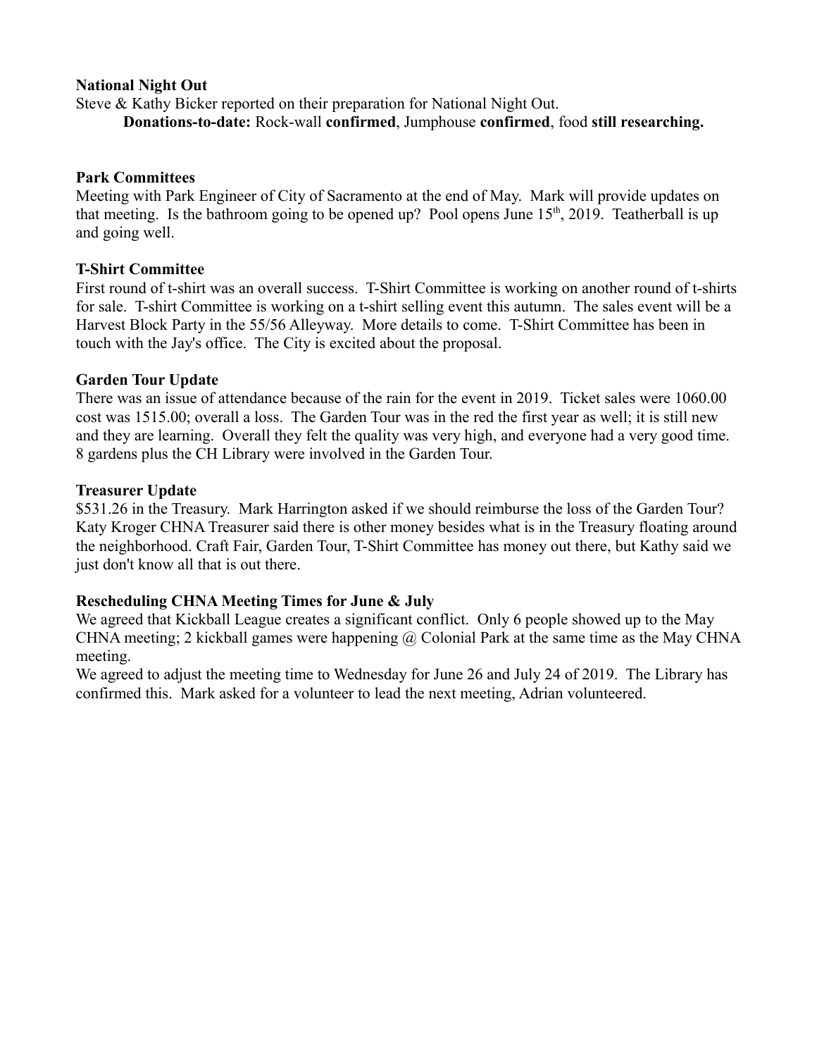**National Night Out**

Steve & Kathy Bicker reported on their preparation for National Night Out.

**Donations-to-date:** Rock-wall **confirmed**, Jumphouse **confirmed**, food **still researching.**

**Park Committees**

Meeting with Park Engineer of City of Sacramento at the end of May. Mark will provide updates on that meeting. Is the bathroom going to be opened up? Pool opens June 15th, 2019. Teatherball is up and going well.

**T-Shirt Committee**

First round of t-shirt was an overall success. T-Shirt Committee is working on another round of t-shirts for sale. T-shirt Committee is working on a t-shirt selling event this autumn. The sales event will be a Harvest Block Party in the 55/56 Alleyway. More details to come. T-Shirt Committee has been in touch with the Jay's office. The City is excited about the proposal.

**Garden Tour Update**

There was an issue of attendance because of the rain for the event in 2019. Ticket sales were 1060.00 cost was 1515.00; overall a loss. The Garden Tour was in the red the first year as well; it is still new and they are learning. Overall they felt the quality was very high, and everyone had a very good time. 8 gardens plus the CH Library were involved in the Garden Tour.

**Treasurer Update**

$531.26 in the Treasury. Mark Harrington asked if we should reimburse the loss of the Garden Tour? Katy Kroger CHNA Treasurer said there is other money besides what is in the Treasury floating around the neighborhood. Craft Fair, Garden Tour, T-Shirt Committee has money out there, but Kathy said we just don't know all that is out there.

**Rescheduling CHNA Meeting Times for June & July**

We agreed that Kickball League creates a significant conflict. Only 6 people showed up to the May CHNA meeting; 2 kickball games were happening @ Colonial Park at the same time as the May CHNA meeting.

We agreed to adjust the meeting time to Wednesday for June 26 and July 24 of 2019. The Library has confirmed this. Mark asked for a volunteer to lead the next meeting, Adrian volunteered.